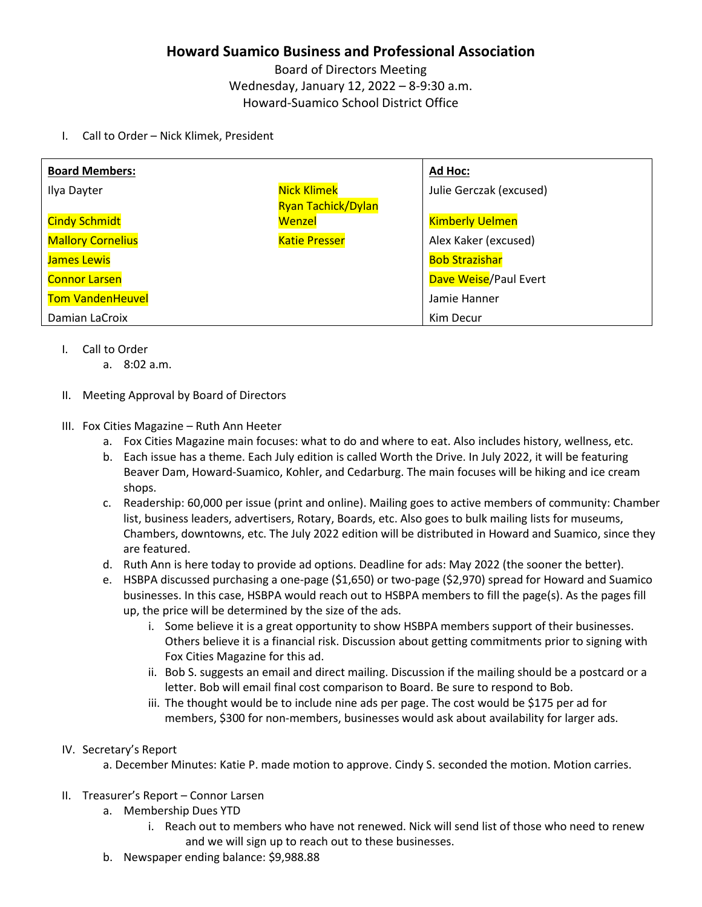# Howard Suamico Business and Professional Association

Board of Directors Meeting
Wednesday, January 12, 2022 – 8-9:30 a.m.
Howard-Suamico School District Office

I. Call to Order – Nick Klimek, President

| Board Members: | | Ad Hoc: |
|---|---|---|
| Ilya Dayter | Nick Klimek | Julie Gerczak (excused) |
| Cindy Schmidt | Ryan Tachick/Dylan Wenzel | Kimberly Uelmen |
| Mallory Cornelius | Katie Presser | Alex Kaker (excused) |
| James Lewis | | Bob Strazishar |
| Connor Larsen | | Dave Weise/Paul Evert |
| Tom VandenHeuvel | | Jamie Hanner |
| Damian LaCroix | | Kim Decur |

I. Call to Order
   a. 8:02 a.m.

II. Meeting Approval by Board of Directors

III. Fox Cities Magazine – Ruth Ann Heeter
   a. Fox Cities Magazine main focuses: what to do and where to eat. Also includes history, wellness, etc.
   b. Each issue has a theme. Each July edition is called Worth the Drive. In July 2022, it will be featuring Beaver Dam, Howard-Suamico, Kohler, and Cedarburg. The main focuses will be hiking and ice cream shops.
   c. Readership: 60,000 per issue (print and online). Mailing goes to active members of community: Chamber list, business leaders, advertisers, Rotary, Boards, etc. Also goes to bulk mailing lists for museums, Chambers, downtowns, etc. The July 2022 edition will be distributed in Howard and Suamico, since they are featured.
   d. Ruth Ann is here today to provide ad options. Deadline for ads: May 2022 (the sooner the better).
   e. HSBPA discussed purchasing a one-page ($1,650) or two-page ($2,970) spread for Howard and Suamico businesses. In this case, HSBPA would reach out to HSBPA members to fill the page(s). As the pages fill up, the price will be determined by the size of the ads.
      i. Some believe it is a great opportunity to show HSBPA members support of their businesses. Others believe it is a financial risk. Discussion about getting commitments prior to signing with Fox Cities Magazine for this ad.
      ii. Bob S. suggests an email and direct mailing. Discussion if the mailing should be a postcard or a letter. Bob will email final cost comparison to Board. Be sure to respond to Bob.
      iii. The thought would be to include nine ads per page. The cost would be $175 per ad for members, $300 for non-members, businesses would ask about availability for larger ads.

IV. Secretary's Report
   a. December Minutes: Katie P. made motion to approve. Cindy S. seconded the motion. Motion carries.

II. Treasurer's Report – Connor Larsen
   a. Membership Dues YTD
      i. Reach out to members who have not renewed. Nick will send list of those who need to renew and we will sign up to reach out to these businesses.
   b. Newspaper ending balance: $9,988.88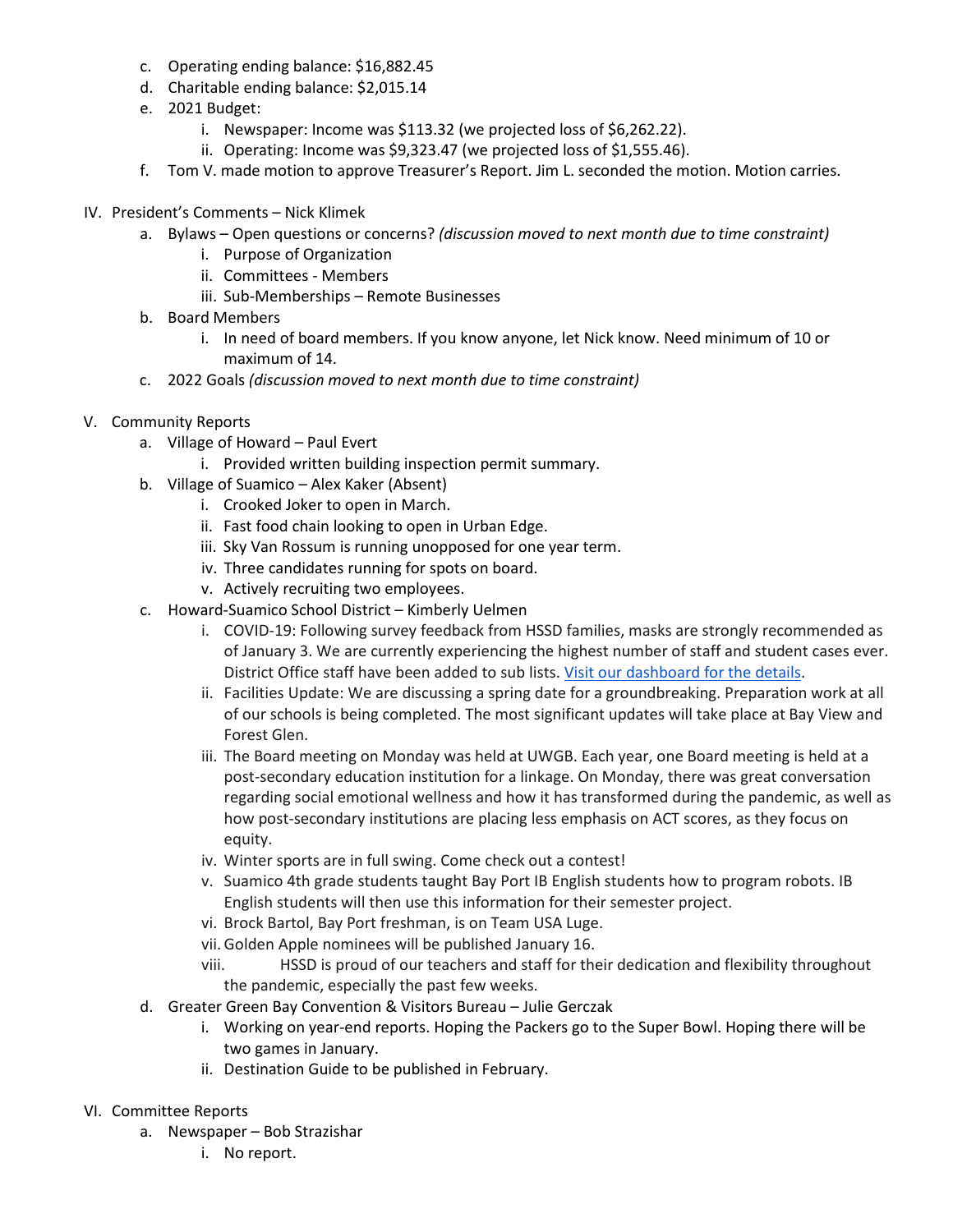c. Operating ending balance: $16,882.45
d. Charitable ending balance: $2,015.14
e. 2021 Budget:
   i. Newspaper: Income was $113.32 (we projected loss of $6,262.22).
   ii. Operating: Income was $9,323.47 (we projected loss of $1,555.46).
f. Tom V. made motion to approve Treasurer's Report. Jim L. seconded the motion. Motion carries.

IV. President's Comments – Nick Klimek
   a. Bylaws – Open questions or concerns? *(discussion moved to next month due to time constraint)*
      i. Purpose of Organization
      ii. Committees - Members
      iii. Sub-Memberships – Remote Businesses
   b. Board Members
      i. In need of board members. If you know anyone, let Nick know. Need minimum of 10 or maximum of 14.
   c. 2022 Goals *(discussion moved to next month due to time constraint)*

V. Community Reports
   a. Village of Howard – Paul Evert
      i. Provided written building inspection permit summary.
   b. Village of Suamico – Alex Kaker (Absent)
      i. Crooked Joker to open in March.
      ii. Fast food chain looking to open in Urban Edge.
      iii. Sky Van Rossum is running unopposed for one year term.
      iv. Three candidates running for spots on board.
      v. Actively recruiting two employees.
   c. Howard-Suamico School District – Kimberly Uelmen
      i. COVID-19: Following survey feedback from HSSD families, masks are strongly recommended as of January 3. We are currently experiencing the highest number of staff and student cases ever. District Office staff have been added to sub lists. Visit our dashboard for the details.
      ii. Facilities Update: We are discussing a spring date for a groundbreaking. Preparation work at all of our schools is being completed. The most significant updates will take place at Bay View and Forest Glen.
      iii. The Board meeting on Monday was held at UWGB. Each year, one Board meeting is held at a post-secondary education institution for a linkage. On Monday, there was great conversation regarding social emotional wellness and how it has transformed during the pandemic, as well as how post-secondary institutions are placing less emphasis on ACT scores, as they focus on equity.
      iv. Winter sports are in full swing. Come check out a contest!
      v. Suamico 4th grade students taught Bay Port IB English students how to program robots. IB English students will then use this information for their semester project.
      vi. Brock Bartol, Bay Port freshman, is on Team USA Luge.
      vii. Golden Apple nominees will be published January 16.
      viii. HSSD is proud of our teachers and staff for their dedication and flexibility throughout the pandemic, especially the past few weeks.
   d. Greater Green Bay Convention & Visitors Bureau – Julie Gerczak
      i. Working on year-end reports. Hoping the Packers go to the Super Bowl. Hoping there will be two games in January.
      ii. Destination Guide to be published in February.

VI. Committee Reports
   a. Newspaper – Bob Strazishar
      i. No report.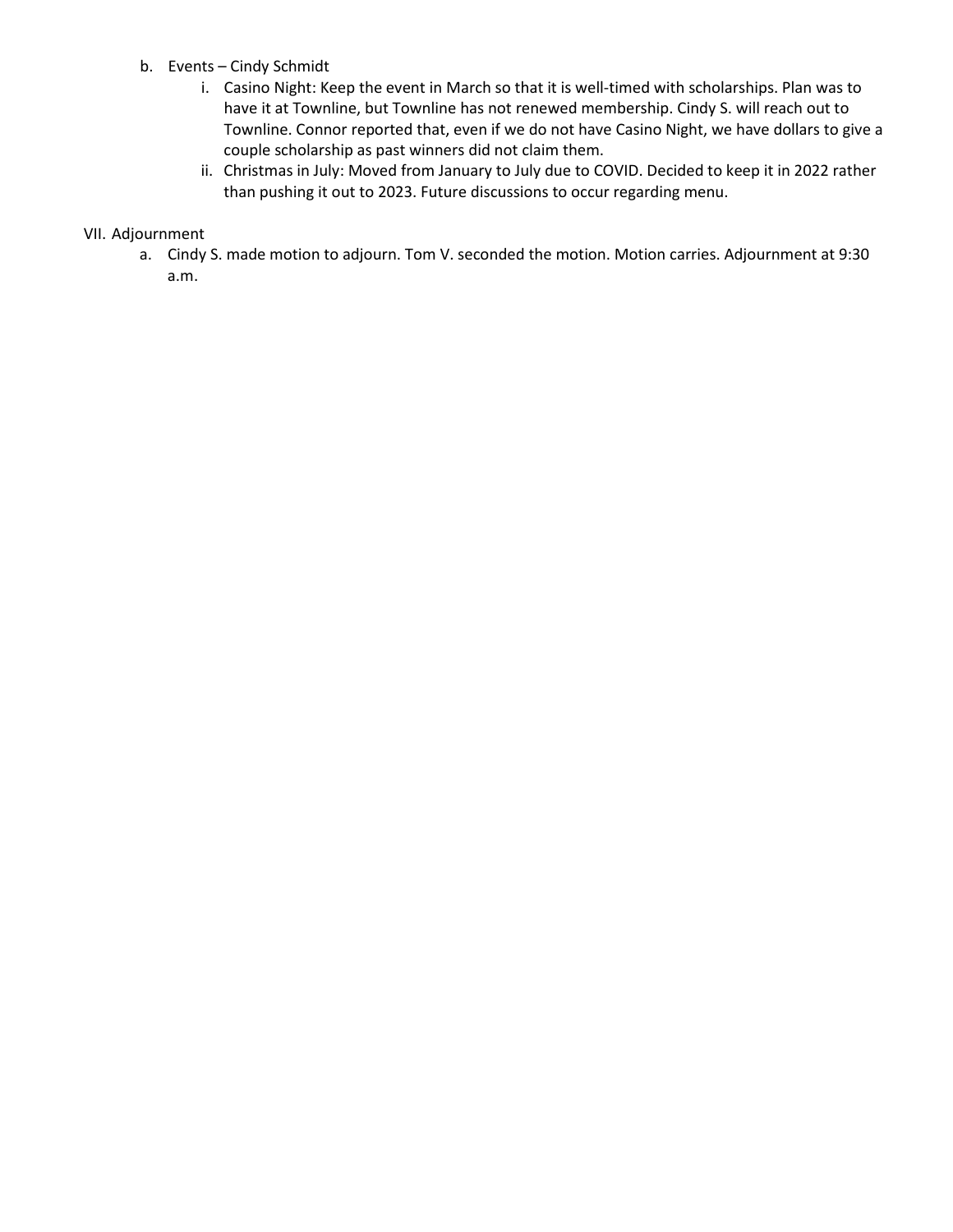b. Events – Cindy Schmidt
   i. Casino Night: Keep the event in March so that it is well-timed with scholarships. Plan was to have it at Townline, but Townline has not renewed membership. Cindy S. will reach out to Townline. Connor reported that, even if we do not have Casino Night, we have dollars to give a couple scholarship as past winners did not claim them.
   ii. Christmas in July: Moved from January to July due to COVID. Decided to keep it in 2022 rather than pushing it out to 2023. Future discussions to occur regarding menu.

VII. Adjournment

a. Cindy S. made motion to adjourn. Tom V. seconded the motion. Motion carries. Adjournment at 9:30 a.m.